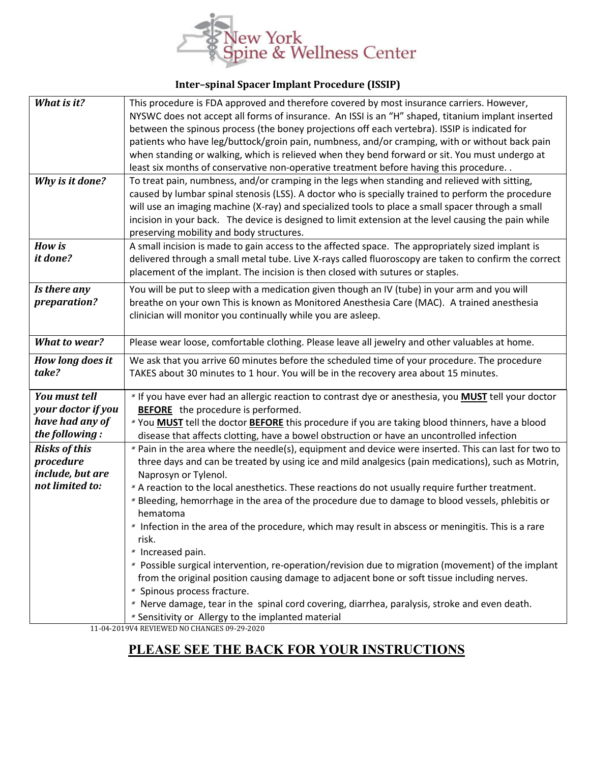# New York Spine & Wellness Center

## Inter–spinal Spacer Implant Procedure (ISSIP)

| | |
|---|---|
| ***What is it?*** | This procedure is FDA approved and therefore covered by most insurance carriers. However, NYSWC does not accept all forms of insurance. An ISSI is an "H" shaped, titanium implant inserted between the spinous process (the boney projections off each vertebra). ISSIP is indicated for patients who have leg/buttock/groin pain, numbness, and/or cramping, with or without back pain when standing or walking, which is relieved when they bend forward or sit. You must undergo at least six months of conservative non-operative treatment before having this procedure. . |
| ***Why is it done?*** | To treat pain, numbness, and/or cramping in the legs when standing and relieved with sitting, caused by lumbar spinal stenosis (LSS). A doctor who is specially trained to perform the procedure will use an imaging machine (X-ray) and specialized tools to place a small spacer through a small incision in your back. The device is designed to limit extension at the level causing the pain while preserving mobility and body structures. |
| ***How is it done?*** | A small incision is made to gain access to the affected space. The appropriately sized implant is delivered through a small metal tube. Live X-rays called fluoroscopy are taken to confirm the correct placement of the implant. The incision is then closed with sutures or staples. |
| ***Is there any preparation?*** | You will be put to sleep with a medication given though an IV (tube) in your arm and you will breathe on your own This is known as Monitored Anesthesia Care (MAC). A trained anesthesia clinician will monitor you continually while you are asleep. |
| ***What to wear?*** | Please wear loose, comfortable clothing. Please leave all jewelry and other valuables at home. |
| ***How long does it take?*** | We ask that you arrive 60 minutes before the scheduled time of your procedure. The procedure TAKES about 30 minutes to 1 hour. You will be in the recovery area about 15 minutes. |
| ***You must tell your doctor if you have had any of the following :*** | * If you have ever had an allergic reaction to contrast dye or anesthesia, you **MUST** tell your doctor **BEFORE** the procedure is performed.<br>* You **MUST** tell the doctor **BEFORE** this procedure if you are taking blood thinners, have a blood disease that affects clotting, have a bowel obstruction or have an uncontrolled infection |
| ***Risks of this procedure include, but are not limited to:*** | * Pain in the area where the needle(s), equipment and device were inserted. This can last for two to three days and can be treated by using ice and mild analgesics (pain medications), such as Motrin, Naprosyn or Tylenol.<br>* A reaction to the local anesthetics. These reactions do not usually require further treatment.<br>* Bleeding, hemorrhage in the area of the procedure due to damage to blood vessels, phlebitis or hematoma<br>* Infection in the area of the procedure, which may result in abscess or meningitis. This is a rare risk.<br>* Increased pain.<br>* Possible surgical intervention, re-operation/revision due to migration (movement) of the implant from the original position causing damage to adjacent bone or soft tissue including nerves.<br>* Spinous process fracture.<br>* Nerve damage, tear in the spinal cord covering, diarrhea, paralysis, stroke and even death.<br>* Sensitivity or Allergy to the implanted material |

11-04-2019V4 REVIEWED NO CHANGES 09-29-2020

**PLEASE SEE THE BACK FOR YOUR INSTRUCTIONS**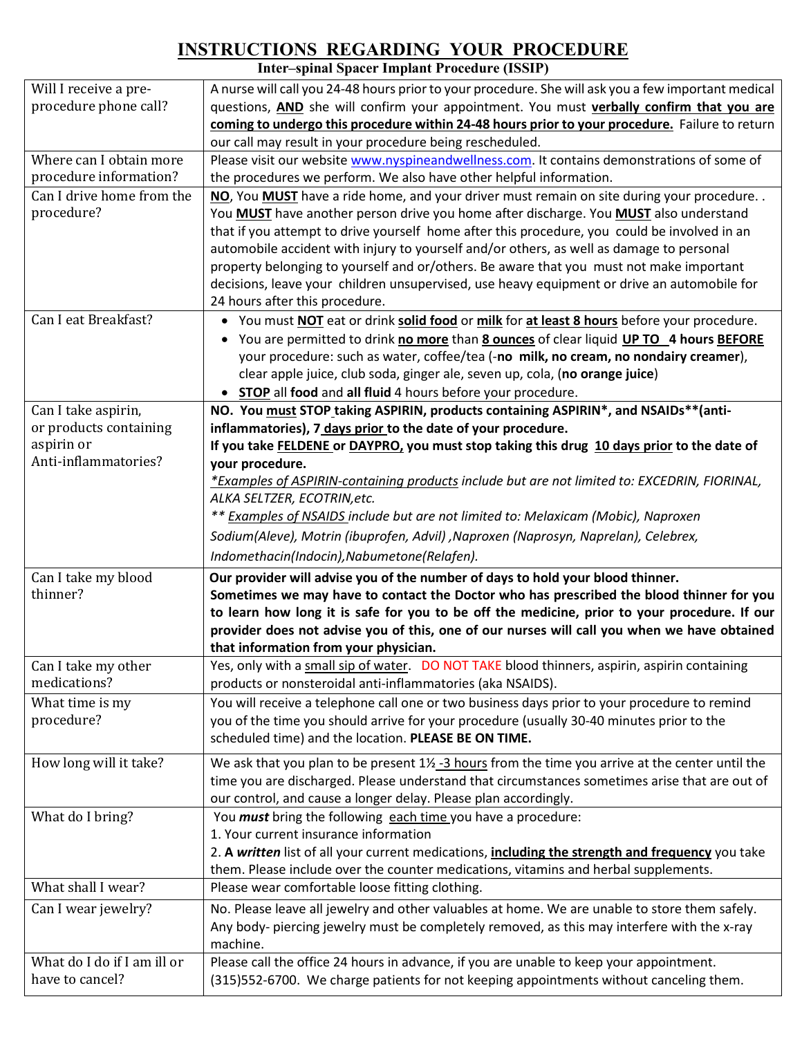# INSTRUCTIONS REGARDING YOUR PROCEDURE

**Inter–spinal Spacer Implant Procedure (ISSIP)**

| | |
|---|---|
| Will I receive a pre-procedure phone call? | A nurse will call you 24-48 hours prior to your procedure. She will ask you a few important medical questions, **AND** she will confirm your appointment. You must **verbally confirm that you are coming to undergo this procedure within 24-48 hours prior to your procedure.** Failure to return our call may result in your procedure being rescheduled. |
| Where can I obtain more procedure information? | Please visit our website www.nyspineandwellness.com. It contains demonstrations of some of the procedures we perform. We also have other helpful information. |
| Can I drive home from the procedure? | **NO**, You **MUST** have a ride home, and your driver must remain on site during your procedure. . You **MUST** have another person drive you home after discharge. You **MUST** also understand that if you attempt to drive yourself home after this procedure, you could be involved in an automobile accident with injury to yourself and/or others, as well as damage to personal property belonging to yourself and or/others. Be aware that you must not make important decisions, leave your children unsupervised, use heavy equipment or drive an automobile for 24 hours after this procedure. |
| Can I eat Breakfast? | • You must **NOT** eat or drink **solid food** or **milk** for **at least 8 hours** before your procedure.<br>• You are permitted to drink **no more** than **8 ounces** of clear liquid **UP TO 4 hours BEFORE** your procedure: such as water, coffee/tea (-**no milk, no cream, no nondairy creamer**), clear apple juice, club soda, ginger ale, seven up, cola, (**no orange juice**)<br>• **STOP** all **food** and **all fluid** 4 hours before your procedure. |
| Can I take aspirin, or products containing aspirin or Anti-inflammatories? | **NO. You must STOP taking ASPIRIN, products containing ASPIRIN\*, and NSAIDs\*\*(anti-inflammatories), 7 days prior to the date of your procedure.**<br>**If you take FELDENE or DAYPRO, you must stop taking this drug 10 days prior to the date of your procedure.**<br>*\*Examples of ASPIRIN-containing products include but are not limited to: EXCEDRIN, FIORINAL, ALKA SELTZER, ECOTRIN,etc.*<br>*\*\* Examples of NSAIDS include but are not limited to: Melaxicam (Mobic), Naproxen Sodium(Aleve), Motrin (ibuprofen, Advil) ,Naproxen (Naprosyn, Naprelan), Celebrex, Indomethacin(Indocin),Nabumetone(Relafen).* |
| Can I take my blood thinner? | **Our provider will advise you of the number of days to hold your blood thinner. Sometimes we may have to contact the Doctor who has prescribed the blood thinner for you to learn how long it is safe for you to be off the medicine, prior to your procedure. If our provider does not advise you of this, one of our nurses will call you when we have obtained that information from your physician.** |
| Can I take my other medications? | Yes, only with a small sip of water. DO NOT TAKE blood thinners, aspirin, aspirin containing products or nonsteroidal anti-inflammatories (aka NSAIDS). |
| What time is my procedure? | You will receive a telephone call one or two business days prior to your procedure to remind you of the time you should arrive for your procedure (usually 30-40 minutes prior to the scheduled time) and the location. **PLEASE BE ON TIME.** |
| How long will it take? | We ask that you plan to be present 1½ -3 hours from the time you arrive at the center until the time you are discharged. Please understand that circumstances sometimes arise that are out of our control, and cause a longer delay. Please plan accordingly. |
| What do I bring? | You ***must*** bring the following each time you have a procedure:<br>1. Your current insurance information<br>2. **A *written*** list of all your current medications, **including the strength and frequency** you take them. Please include over the counter medications, vitamins and herbal supplements. |
| What shall I wear? | Please wear comfortable loose fitting clothing. |
| Can I wear jewelry? | No. Please leave all jewelry and other valuables at home. We are unable to store them safely. Any body- piercing jewelry must be completely removed, as this may interfere with the x-ray machine. |
| What do I do if I am ill or have to cancel? | Please call the office 24 hours in advance, if you are unable to keep your appointment. (315)552-6700. We charge patients for not keeping appointments without canceling them. |